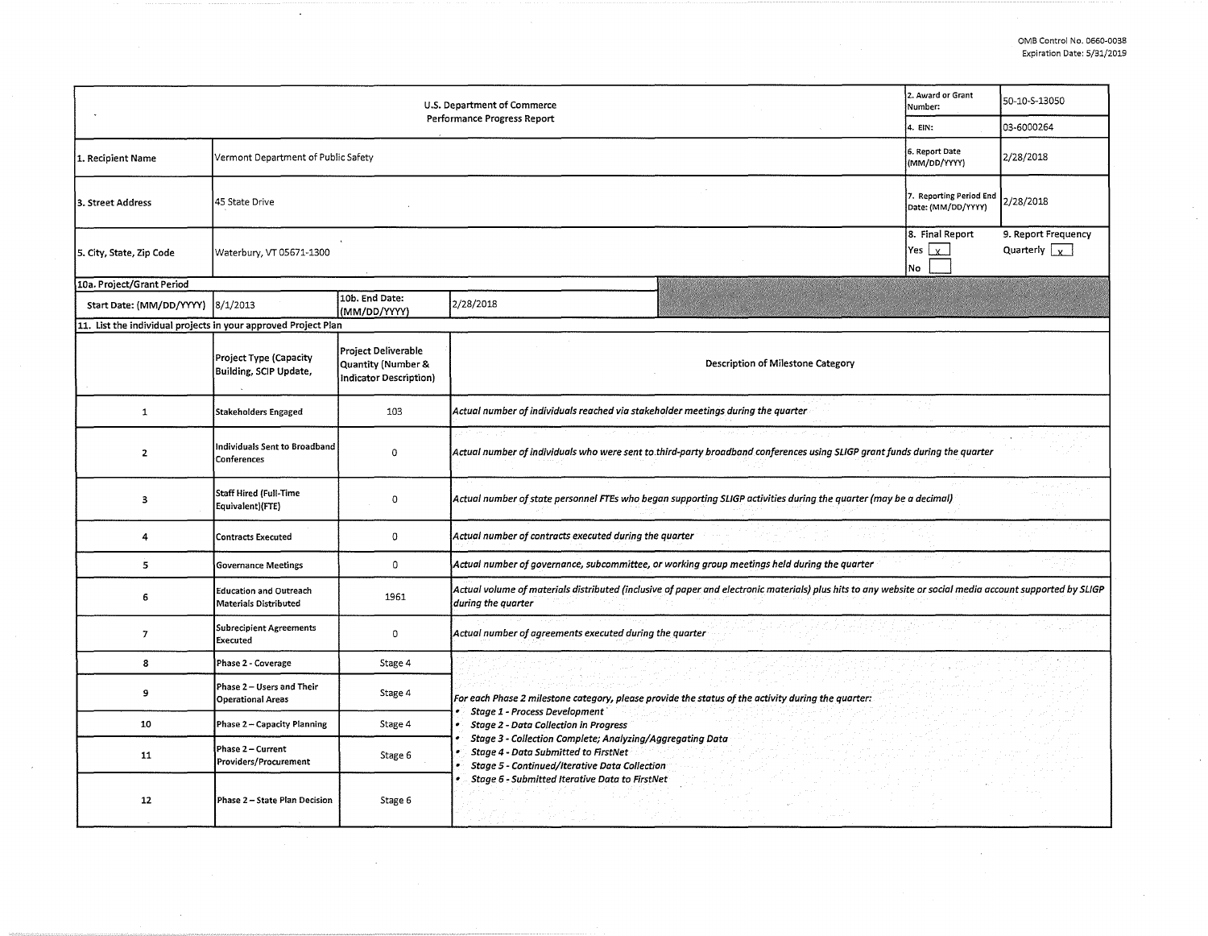OMB Control No. 0660-0038
Expiration Date: 5/31/2019

| U.S. Department of Commerce<br>Performance Progress Report | | | | 2. Award or Grant Number: | 50-10-S-13050 |
|---|---|---|---|---|---|
| | | | | 4. EIN: | 03-6000264 |
| 1. Recipient Name | Vermont Department of Public Safety | | | 6. Report Date (MM/DD/YYYY) | 2/28/2018 |
| 3. Street Address | 45 State Drive | | | 7. Reporting Period End Date: (MM/DD/YYYY) | 2/28/2018 |
| 5. City, State, Zip Code | Waterbury, VT 05671-1300 | | | 8. Final Report<br>Yes [x]<br>No [ ] | 9. Report Frequency<br>Quarterly [x] |
| 10a. Project/Grant Period | | | | | |
| Start Date: (MM/DD/YYYY) | 8/1/2013 | 10b. End Date: (MM/DD/YYYY) | 2/28/2018 | | |

11. List the individual projects in your approved Project Plan

| | Project Type (Capacity Building, SCIP Update, | Project Deliverable Quantity (Number & Indicator Description) | Description of Milestone Category |
|---|---|---|---|
| 1 | Stakeholders Engaged | 103 | *Actual number of individuals reached via stakeholder meetings during the quarter* |
| 2 | Individuals Sent to Broadband Conferences | 0 | *Actual number of individuals who were sent to third-party broadband conferences using SLIGP grant funds during the quarter* |
| 3 | Staff Hired (Full-Time Equivalent)(FTE) | 0 | *Actual number of state personnel FTEs who began supporting SLIGP activities during the quarter (may be a decimal)* |
| 4 | Contracts Executed | 0 | *Actual number of contracts executed during the quarter* |
| 5 | Governance Meetings | 0 | *Actual number of governance, subcommittee, or working group meetings held during the quarter* |
| 6 | Education and Outreach Materials Distributed | 1961 | *Actual volume of materials distributed (inclusive of paper and electronic materials) plus hits to any website or social media account supported by SLIGP during the quarter* |
| 7 | Subrecipient Agreements Executed | 0 | *Actual number of agreements executed during the quarter* |
| 8 | Phase 2 - Coverage | Stage 4 | *For each Phase 2 milestone category, please provide the status of the activity during the quarter:*<br>• *Stage 1 - Process Development*<br>• *Stage 2 - Data Collection in Progress*<br>• *Stage 3 - Collection Complete; Analyzing/Aggregating Data*<br>• *Stage 4 - Data Submitted to FirstNet*<br>• *Stage 5 - Continued/Iterative Data Collection*<br>• *Stage 6 - Submitted Iterative Data to FirstNet* |
| 9 | Phase 2 – Users and Their Operational Areas | Stage 4 | |
| 10 | Phase 2 – Capacity Planning | Stage 4 | |
| 11 | Phase 2 – Current Providers/Procurement | Stage 6 | |
| 12 | Phase 2 – State Plan Decision | Stage 6 | |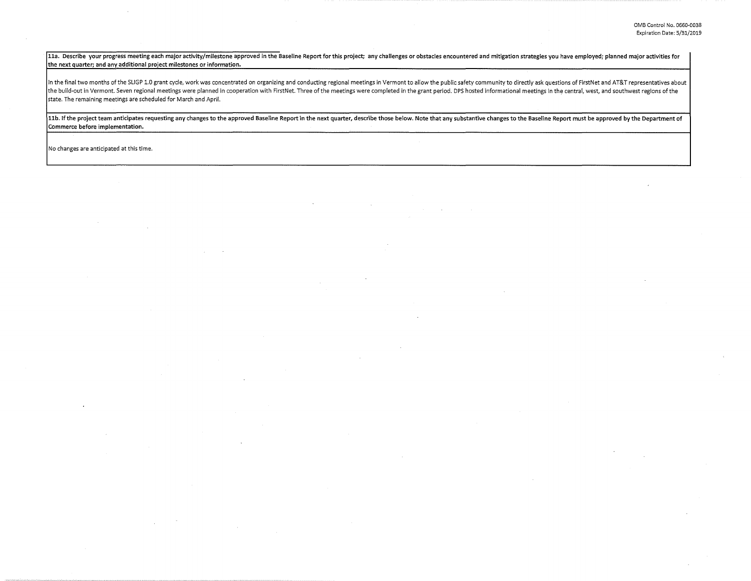**11a. Describe your progress meeting each major activity/milestone approved in the Baseline Report for this project; any challenges or obstacles encountered and mitigation strategies you have employed; planned major activities for the next quarter; and any additional project milestones or information.**

In the final two months of the SLIGP 1.0 grant cycle, work was concentrated on organizing and conducting regional meetings in Vermont to allow the public safety community to directly ask questions of FirstNet and AT&T representatives about the build-out in Vermont. Seven regional meetings were planned in cooperation with FirstNet. Three of the meetings were completed in the grant period. DPS hosted informational meetings in the central, west, and southwest regions of the state. The remaining meetings are scheduled for March and April.

**11b. If the project team anticipates requesting any changes to the approved Baseline Report in the next quarter, describe those below. Note that any substantive changes to the Baseline Report must be approved by the Department of Commerce before implementation.**

No changes are anticipated at this time.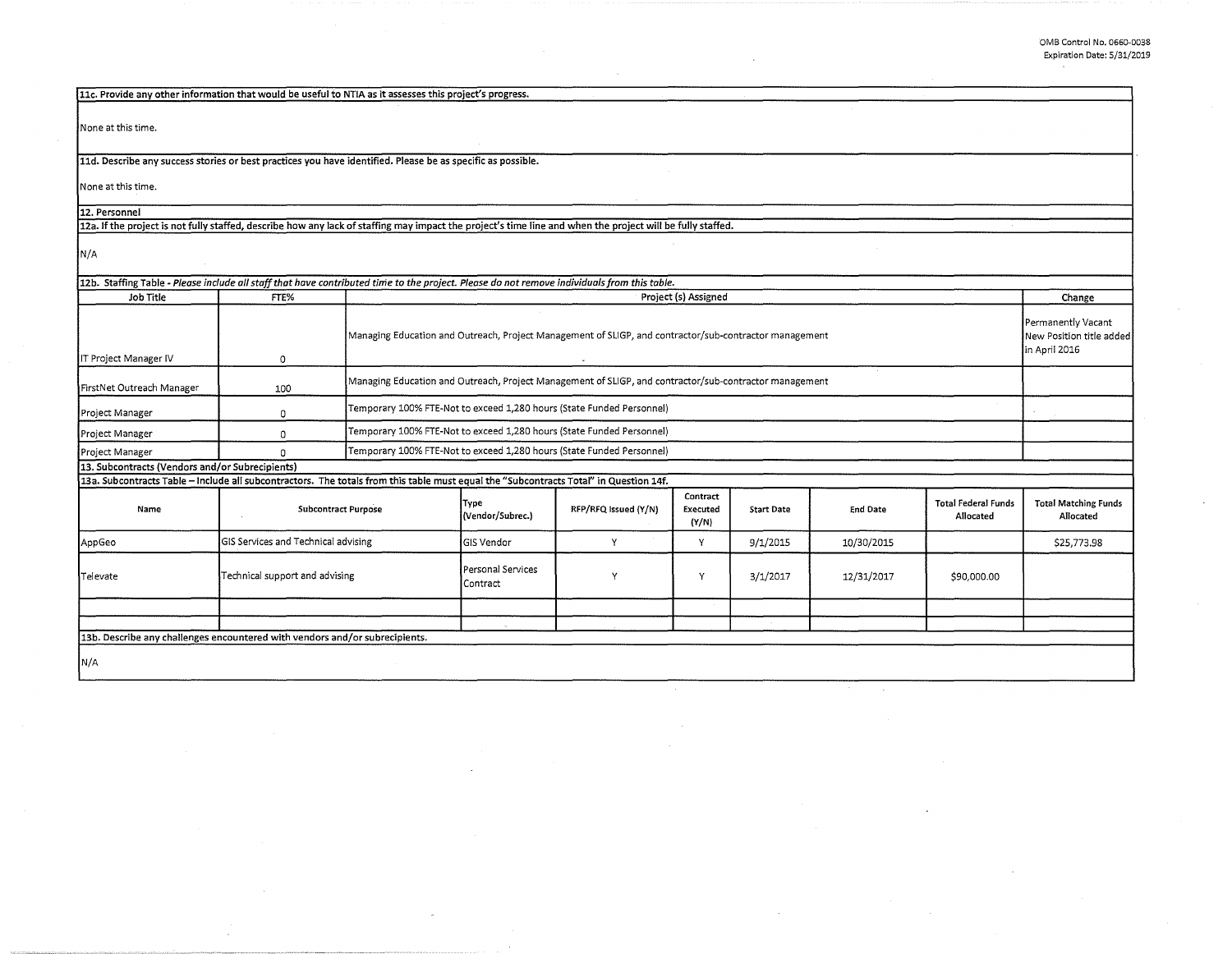**11c. Provide any other information that would be useful to NTIA as it assesses this project's progress.**

None at this time.

**11d. Describe any success stories or best practices you have identified. Please be as specific as possible.**

None at this time.

**12. Personnel**

**12a. If the project is not fully staffed, describe how any lack of staffing may impact the project's time line and when the project will be fully staffed.**

N/A

**12b. Staffing Table** - *Please include all staff that have contributed time to the project. Please do not remove individuals from this table.*

| Job Title | FTE% | Project (s) Assigned | Change |
|---|---|---|---|
| IT Project Manager IV | 0 | Managing Education and Outreach, Project Management of SLIGP, and contractor/sub-contractor management | Permanently Vacant New Position title added in April 2016 |
| FirstNet Outreach Manager | 100 | Managing Education and Outreach, Project Management of SLIGP, and contractor/sub-contractor management | |
| Project Manager | 0 | Temporary 100% FTE-Not to exceed 1,280 hours (State Funded Personnel) | |
| Project Manager | 0 | Temporary 100% FTE-Not to exceed 1,280 hours (State Funded Personnel) | |
| Project Manager | 0 | Temporary 100% FTE-Not to exceed 1,280 hours (State Funded Personnel) | |

**13. Subcontracts (Vendors and/or Subrecipients)**

**13a. Subcontracts Table – Include all subcontractors. The totals from this table must equal the "Subcontracts Total" in Question 14f.**

| Name | Subcontract Purpose | Type (Vendor/Subrec.) | RFP/RFQ Issued (Y/N) | Contract Executed (Y/N) | Start Date | End Date | Total Federal Funds Allocated | Total Matching Funds Allocated |
|---|---|---|---|---|---|---|---|---|
| AppGeo | GIS Services and Technical advising | GIS Vendor | Y | Y | 9/1/2015 | 10/30/2015 | | $25,773.98 |
| Televate | Technical support and advising | Personal Services Contract | Y | Y | 3/1/2017 | 12/31/2017 | $90,000.00 | |
| | | | | | | | | |
| | | | | | | | | |

**13b. Describe any challenges encountered with vendors and/or subrecipients.**

N/A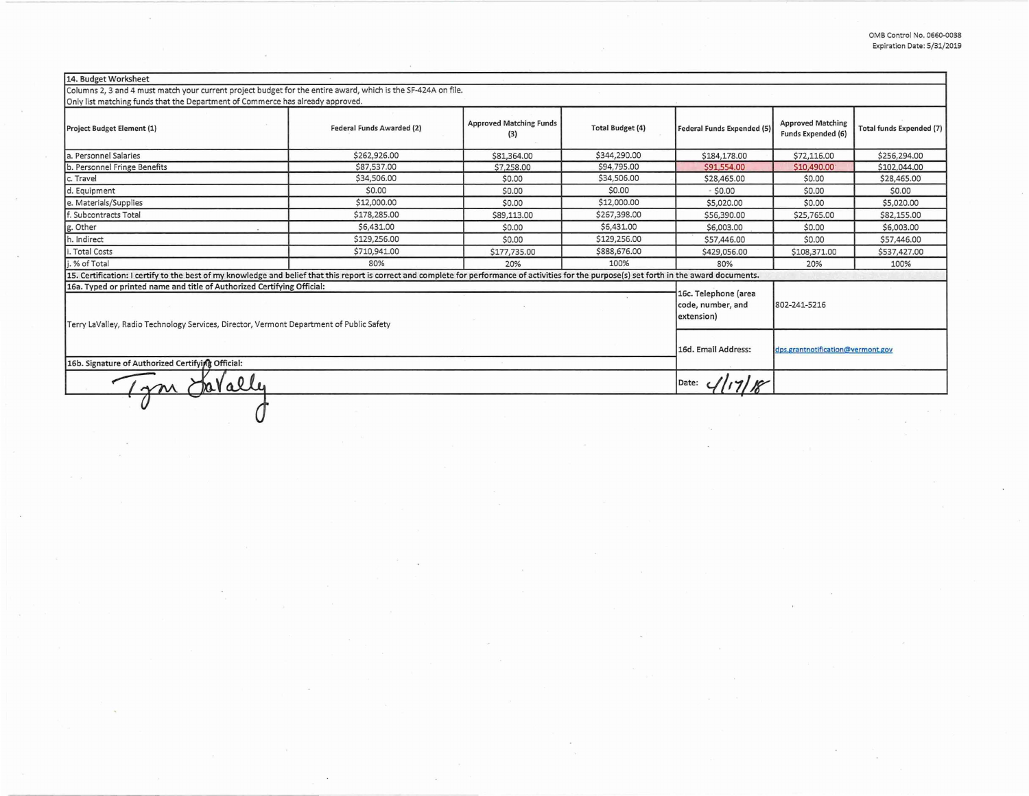OMB Control No. 0660-0038
Expiration Date: 5/31/2019

**14. Budget Worksheet**

Columns 2, 3 and 4 must match your current project budget for the entire award, which is the SF-424A on file.
Only list matching funds that the Department of Commerce has already approved.

| Project Budget Element (1) | Federal Funds Awarded (2) | Approved Matching Funds (3) | Total Budget (4) | Federal Funds Expended (5) | Approved Matching Funds Expended (6) | Total funds Expended (7) |
|---|---|---|---|---|---|---|
| a. Personnel Salaries | $262,926.00 | $81,364.00 | $344,290.00 | $184,178.00 | $72,116.00 | $256,294.00 |
| b. Personnel Fringe Benefits | $87,537.00 | $7,258.00 | $94,795.00 | $91,554.00 | $10,490.00 | $102,044.00 |
| c. Travel | $34,506.00 | $0.00 | $34,506.00 | $28,465.00 | $0.00 | $28,465.00 |
| d. Equipment | $0.00 | $0.00 | $0.00 | $0.00 | $0.00 | $0.00 |
| e. Materials/Supplies | $12,000.00 | $0.00 | $12,000.00 | $5,020.00 | $0.00 | $5,020.00 |
| f. Subcontracts Total | $178,285.00 | $89,113.00 | $267,398.00 | $56,390.00 | $25,765.00 | $82,155.00 |
| g. Other | $6,431.00 | $0.00 | $6,431.00 | $6,003.00 | $0.00 | $6,003.00 |
| h. Indirect | $129,256.00 | $0.00 | $129,256.00 | $57,446.00 | $0.00 | $57,446.00 |
| i. Total Costs | $710,941.00 | $177,735.00 | $888,676.00 | $429,056.00 | $108,371.00 | $537,427.00 |
| j. % of Total | 80% | 20% | 100% | 80% | 20% | 100% |

**15. Certification:** I certify to the best of my knowledge and belief that this report is correct and complete for performance of activities for the purpose(s) set forth in the award documents.

**16a. Typed or printed name and title of Authorized Certifying Official:**

Terry LaValley, Radio Technology Services, Director, Vermont Department of Public Safety

**16c. Telephone (area code, number, and extension)** 802-241-5216

**16d. Email Address:** dps.grantnotification@vermont.gov

**16b. Signature of Authorized Certifying Official:**

Tym LaValley

Date: 4/17/18